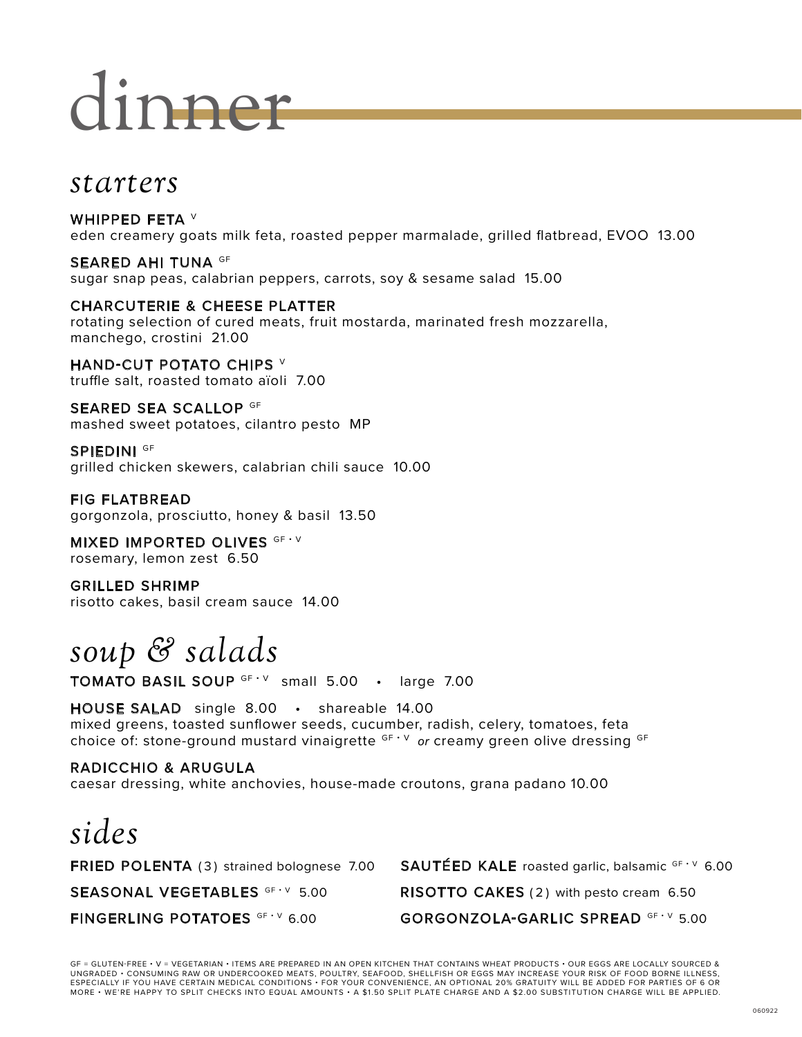# dinner

## starters

**WHIPPED FETA** V
eden creamery goats milk feta, roasted pepper marmalade, grilled flatbread, EVOO 13.00

**SEARED AHI TUNA** GF
sugar snap peas, calabrian peppers, carrots, soy & sesame salad 15.00

**CHARCUTERIE & CHEESE PLATTER**
rotating selection of cured meats, fruit mostarda, marinated fresh mozzarella, manchego, crostini 21.00

**HAND-CUT POTATO CHIPS** V
truffle salt, roasted tomato aïoli 7.00

**SEARED SEA SCALLOP** GF
mashed sweet potatoes, cilantro pesto MP

**SPIEDINI** GF
grilled chicken skewers, calabrian chili sauce 10.00

**FIG FLATBREAD**
gorgonzola, prosciutto, honey & basil 13.50

**MIXED IMPORTED OLIVES** GF • V
rosemary, lemon zest 6.50

**GRILLED SHRIMP**
risotto cakes, basil cream sauce 14.00

## soup & salads

**TOMATO BASIL SOUP** GF • V small 5.00 • large 7.00

**HOUSE SALAD** single 8.00 • shareable 14.00
mixed greens, toasted sunflower seeds, cucumber, radish, celery, tomatoes, feta
choice of: stone-ground mustard vinaigrette GF • V *or* creamy green olive dressing GF

**RADICCHIO & ARUGULA**
caesar dressing, white anchovies, house-made croutons, grana padano 10.00

## sides

**FRIED POLENTA** (3) strained bolognese 7.00

**SEASONAL VEGETABLES** GF • V 5.00

**FINGERLING POTATOES** GF • V 6.00

**SAUTÉED KALE** roasted garlic, balsamic GF • V 6.00

**RISOTTO CAKES** (2) with pesto cream 6.50

**GORGONZOLA-GARLIC SPREAD** GF • V 5.00

GF = GLUTEN-FREE • V = VEGETARIAN • ITEMS ARE PREPARED IN AN OPEN KITCHEN THAT CONTAINS WHEAT PRODUCTS • OUR EGGS ARE LOCALLY SOURCED & UNGRADED • CONSUMING RAW OR UNDERCOOKED MEATS, POULTRY, SEAFOOD, SHELLFISH OR EGGS MAY INCREASE YOUR RISK OF FOOD BORNE ILLNESS, ESPECIALLY IF YOU HAVE CERTAIN MEDICAL CONDITIONS • FOR YOUR CONVENIENCE, AN OPTIONAL 20% GRATUITY WILL BE ADDED FOR PARTIES OF 6 OR MORE • WE'RE HAPPY TO SPLIT CHECKS INTO EQUAL AMOUNTS • A $1.50 SPLIT PLATE CHARGE AND A $2.00 SUBSTITUTION CHARGE WILL BE APPLIED.

060922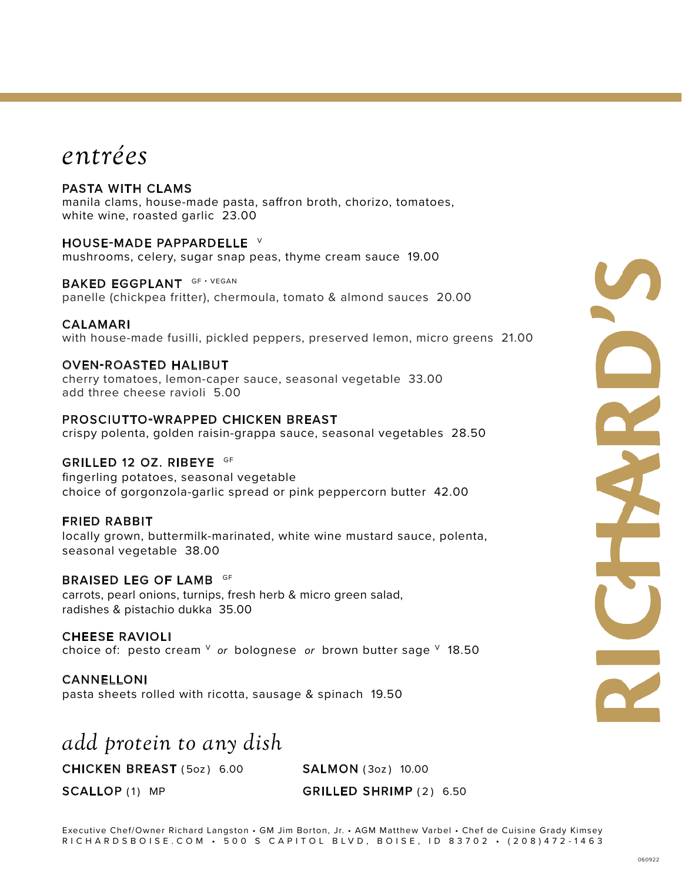# *entrées*

**PASTA WITH CLAMS**
manila clams, house-made pasta, saffron broth, chorizo, tomatoes, white wine, roasted garlic 23.00

**HOUSE-MADE PAPPARDELLE** V
mushrooms, celery, sugar snap peas, thyme cream sauce 19.00

**BAKED EGGPLANT** GF • VEGAN
panelle (chickpea fritter), chermoula, tomato & almond sauces 20.00

**CALAMARI**
with house-made fusilli, pickled peppers, preserved lemon, micro greens 21.00

**OVEN-ROASTED HALIBUT**
cherry tomatoes, lemon-caper sauce, seasonal vegetable 33.00
add three cheese ravioli 5.00

**PROSCIUTTO-WRAPPED CHICKEN BREAST**
crispy polenta, golden raisin-grappa sauce, seasonal vegetables 28.50

**GRILLED 12 OZ. RIBEYE** GF
fingerling potatoes, seasonal vegetable
choice of gorgonzola-garlic spread or pink peppercorn butter 42.00

**FRIED RABBIT**
locally grown, buttermilk-marinated, white wine mustard sauce, polenta, seasonal vegetable 38.00

**BRAISED LEG OF LAMB** GF
carrots, pearl onions, turnips, fresh herb & micro green salad, radishes & pistachio dukka 35.00

**CHEESE RAVIOLI**
choice of: pesto cream V *or* bolognese *or* brown butter sage V 18.50

**CANNELLONI**
pasta sheets rolled with ricotta, sausage & spinach 19.50

RICHARD'S

## *add protein to any dish*

**CHICKEN BREAST** (5oz) 6.00

**SALMON** (3oz) 10.00

**SCALLOP** (1) MP

**GRILLED SHRIMP** (2) 6.50

Executive Chef/Owner Richard Langston • GM Jim Borton, Jr. • AGM Matthew Varbel • Chef de Cuisine Grady Kimsey
RICHARDSBOISE.COM • 500 S CAPITOL BLVD, BOISE, ID 83702 • (208)472-1463

060922